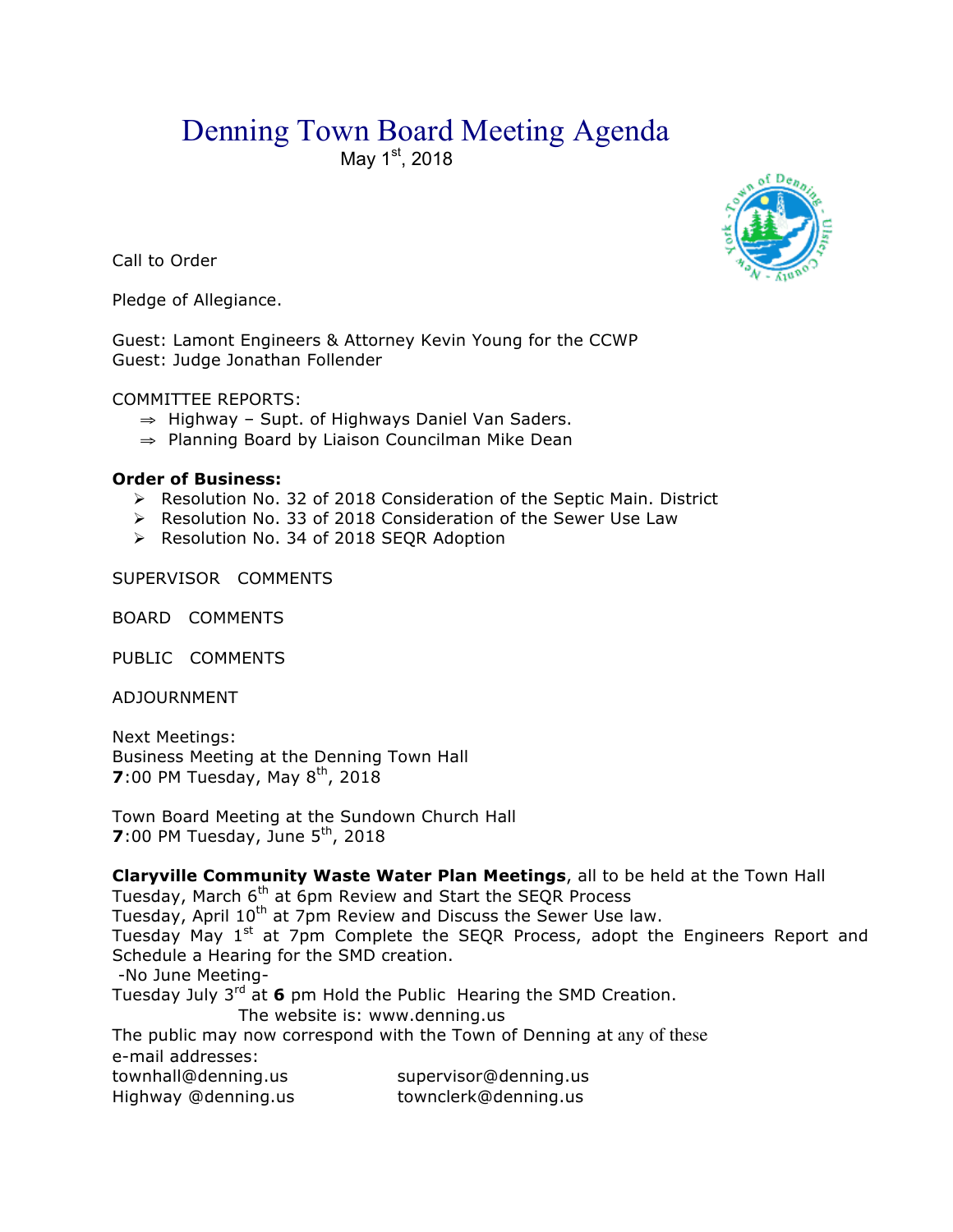# Denning Town Board Meeting Agenda

May 1st, 2018

Call to Order

Pledge of Allegiance.

Guest: Lamont Engineers & Attorney Kevin Young for the CCWP
Guest: Judge Jonathan Follender

COMMITTEE REPORTS:

- ⇒ Highway – Supt. of Highways Daniel Van Saders.
- ⇒ Planning Board by Liaison Councilman Mike Dean

**Order of Business:**

- ➢ Resolution No. 32 of 2018 Consideration of the Septic Main. District
- ➢ Resolution No. 33 of 2018 Consideration of the Sewer Use Law
- ➢ Resolution No. 34 of 2018 SEQR Adoption

SUPERVISOR COMMENTS

BOARD COMMENTS

PUBLIC COMMENTS

ADJOURNMENT

Next Meetings:
Business Meeting at the Denning Town Hall
**7**:00 PM Tuesday, May 8th, 2018

Town Board Meeting at the Sundown Church Hall
**7**:00 PM Tuesday, June 5th, 2018

**Claryville Community Waste Water Plan Meetings**, all to be held at the Town Hall
Tuesday, March 6th at 6pm Review and Start the SEQR Process
Tuesday, April 10th at 7pm Review and Discuss the Sewer Use law.
Tuesday May 1st at 7pm Complete the SEQR Process, adopt the Engineers Report and Schedule a Hearing for the SMD creation.
-No June Meeting-
Tuesday July 3rd at **6** pm Hold the Public Hearing the SMD Creation.

The website is: www.denning.us

The public may now correspond with the Town of Denning at any of these e-mail addresses:

townhall@denning.us supervisor@denning.us
Highway @denning.us townclerk@denning.us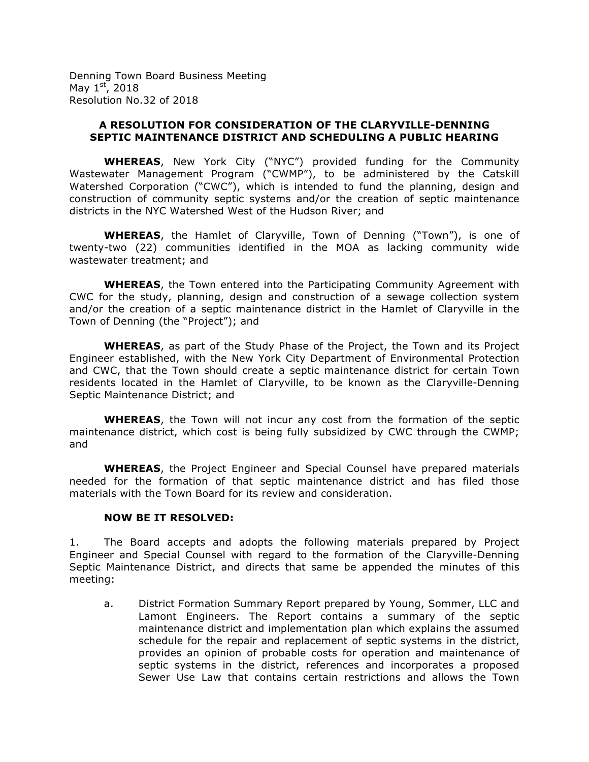Denning Town Board Business Meeting
May 1st, 2018
Resolution No.32 of 2018

**A RESOLUTION FOR CONSIDERATION OF THE CLARYVILLE-DENNING SEPTIC MAINTENANCE DISTRICT AND SCHEDULING A PUBLIC HEARING**

**WHEREAS**, New York City ("NYC") provided funding for the Community Wastewater Management Program ("CWMP"), to be administered by the Catskill Watershed Corporation ("CWC"), which is intended to fund the planning, design and construction of community septic systems and/or the creation of septic maintenance districts in the NYC Watershed West of the Hudson River; and

**WHEREAS**, the Hamlet of Claryville, Town of Denning ("Town"), is one of twenty-two (22) communities identified in the MOA as lacking community wide wastewater treatment; and

**WHEREAS**, the Town entered into the Participating Community Agreement with CWC for the study, planning, design and construction of a sewage collection system and/or the creation of a septic maintenance district in the Hamlet of Claryville in the Town of Denning (the "Project"); and

**WHEREAS**, as part of the Study Phase of the Project, the Town and its Project Engineer established, with the New York City Department of Environmental Protection and CWC, that the Town should create a septic maintenance district for certain Town residents located in the Hamlet of Claryville, to be known as the Claryville-Denning Septic Maintenance District; and

**WHEREAS**, the Town will not incur any cost from the formation of the septic maintenance district, which cost is being fully subsidized by CWC through the CWMP; and

**WHEREAS**, the Project Engineer and Special Counsel have prepared materials needed for the formation of that septic maintenance district and has filed those materials with the Town Board for its review and consideration.

**NOW BE IT RESOLVED:**

1. The Board accepts and adopts the following materials prepared by Project Engineer and Special Counsel with regard to the formation of the Claryville-Denning Septic Maintenance District, and directs that same be appended the minutes of this meeting:

   a. District Formation Summary Report prepared by Young, Sommer, LLC and Lamont Engineers. The Report contains a summary of the septic maintenance district and implementation plan which explains the assumed schedule for the repair and replacement of septic systems in the district, provides an opinion of probable costs for operation and maintenance of septic systems in the district, references and incorporates a proposed Sewer Use Law that contains certain restrictions and allows the Town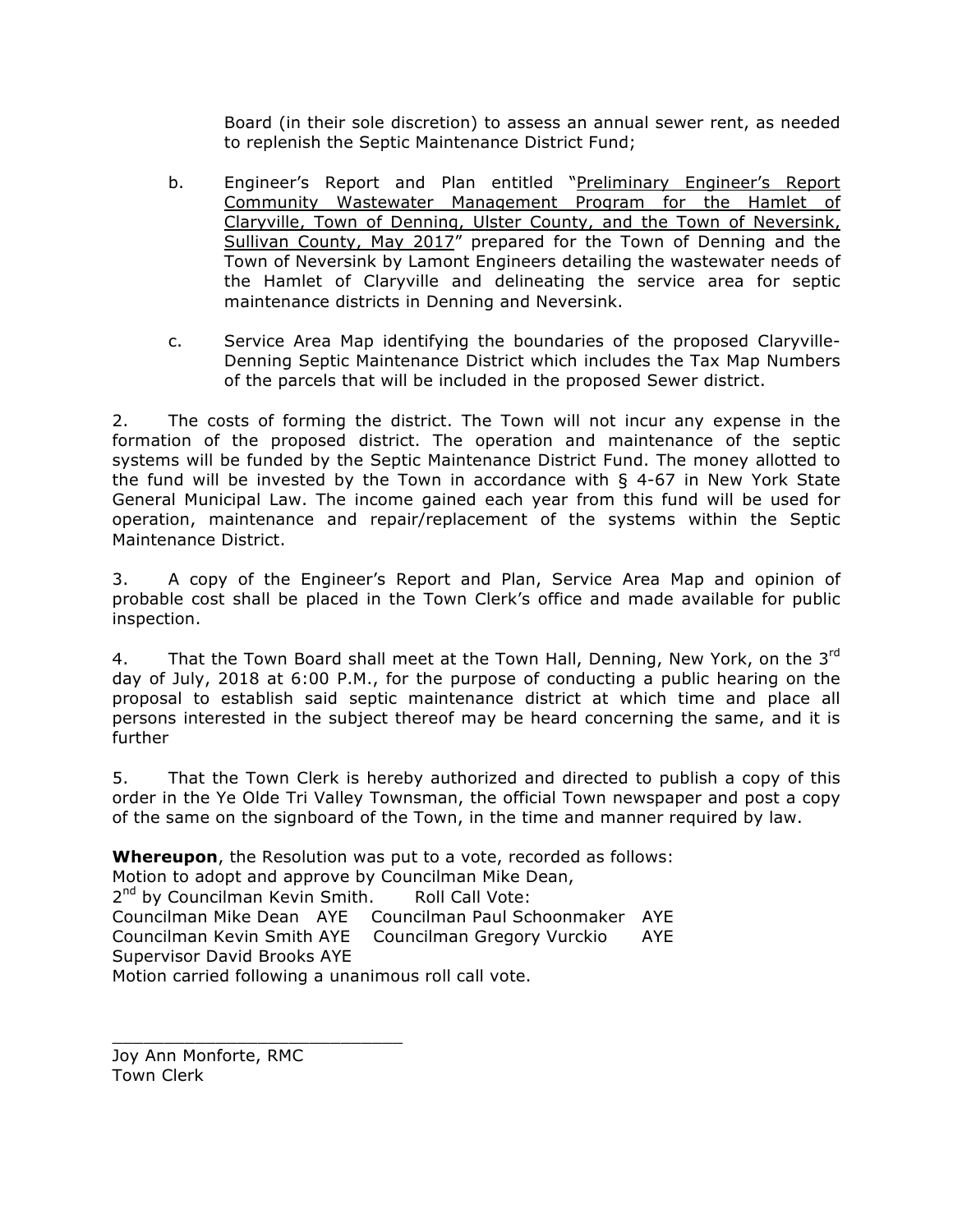Board (in their sole discretion) to assess an annual sewer rent, as needed to replenish the Septic Maintenance District Fund;

b. Engineer's Report and Plan entitled "Preliminary Engineer's Report Community Wastewater Management Program for the Hamlet of Claryville, Town of Denning, Ulster County, and the Town of Neversink, Sullivan County, May 2017" prepared for the Town of Denning and the Town of Neversink by Lamont Engineers detailing the wastewater needs of the Hamlet of Claryville and delineating the service area for septic maintenance districts in Denning and Neversink.

c. Service Area Map identifying the boundaries of the proposed Claryville-Denning Septic Maintenance District which includes the Tax Map Numbers of the parcels that will be included in the proposed Sewer district.

2. The costs of forming the district. The Town will not incur any expense in the formation of the proposed district. The operation and maintenance of the septic systems will be funded by the Septic Maintenance District Fund. The money allotted to the fund will be invested by the Town in accordance with § 4-67 in New York State General Municipal Law. The income gained each year from this fund will be used for operation, maintenance and repair/replacement of the systems within the Septic Maintenance District.

3. A copy of the Engineer's Report and Plan, Service Area Map and opinion of probable cost shall be placed in the Town Clerk's office and made available for public inspection.

4. That the Town Board shall meet at the Town Hall, Denning, New York, on the 3rd day of July, 2018 at 6:00 P.M., for the purpose of conducting a public hearing on the proposal to establish said septic maintenance district at which time and place all persons interested in the subject thereof may be heard concerning the same, and it is further

5. That the Town Clerk is hereby authorized and directed to publish a copy of this order in the Ye Olde Tri Valley Townsman, the official Town newspaper and post a copy of the same on the signboard of the Town, in the time and manner required by law.

**Whereupon**, the Resolution was put to a vote, recorded as follows:
Motion to adopt and approve by Councilman Mike Dean,
2nd by Councilman Kevin Smith. Roll Call Vote:
Councilman Mike Dean AYE Councilman Paul Schoonmaker AYE
Councilman Kevin Smith AYE Councilman Gregory Vurckio AYE
Supervisor David Brooks AYE
Motion carried following a unanimous roll call vote.

\_\_\_\_\_\_\_\_\_\_\_\_\_\_\_\_\_\_\_\_\_\_\_\_\_\_\_\_\_\_
Joy Ann Monforte, RMC
Town Clerk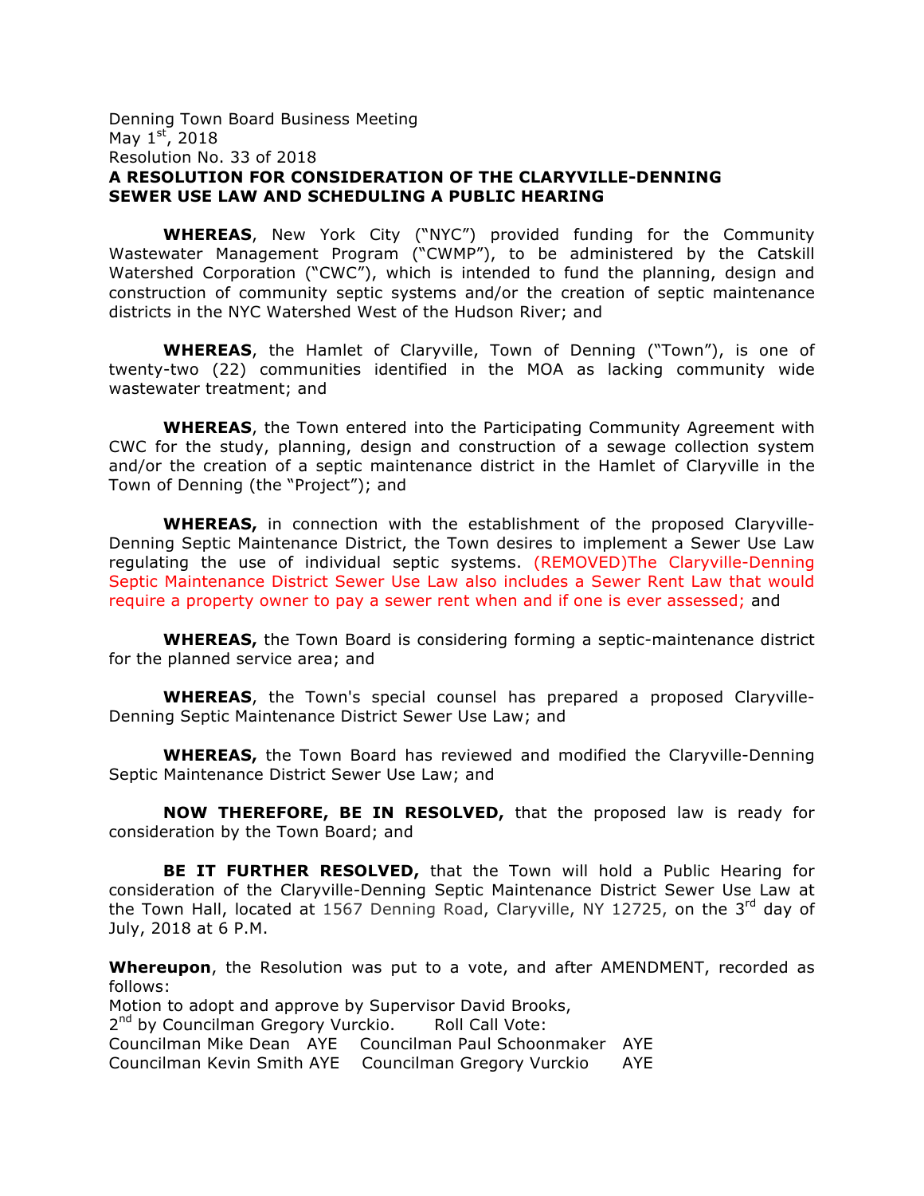Denning Town Board Business Meeting
May 1st, 2018
Resolution No. 33 of 2018

**A RESOLUTION FOR CONSIDERATION OF THE CLARYVILLE-DENNING SEWER USE LAW AND SCHEDULING A PUBLIC HEARING**

**WHEREAS**, New York City ("NYC") provided funding for the Community Wastewater Management Program ("CWMP"), to be administered by the Catskill Watershed Corporation ("CWC"), which is intended to fund the planning, design and construction of community septic systems and/or the creation of septic maintenance districts in the NYC Watershed West of the Hudson River; and

**WHEREAS**, the Hamlet of Claryville, Town of Denning ("Town"), is one of twenty-two (22) communities identified in the MOA as lacking community wide wastewater treatment; and

**WHEREAS**, the Town entered into the Participating Community Agreement with CWC for the study, planning, design and construction of a sewage collection system and/or the creation of a septic maintenance district in the Hamlet of Claryville in the Town of Denning (the "Project"); and

**WHEREAS,** in connection with the establishment of the proposed Claryville-Denning Septic Maintenance District, the Town desires to implement a Sewer Use Law regulating the use of individual septic systems. (REMOVED)The Claryville-Denning Septic Maintenance District Sewer Use Law also includes a Sewer Rent Law that would require a property owner to pay a sewer rent when and if one is ever assessed; and

**WHEREAS,** the Town Board is considering forming a septic-maintenance district for the planned service area; and

**WHEREAS**, the Town's special counsel has prepared a proposed Claryville-Denning Septic Maintenance District Sewer Use Law; and

**WHEREAS,** the Town Board has reviewed and modified the Claryville-Denning Septic Maintenance District Sewer Use Law; and

**NOW THEREFORE, BE IN RESOLVED,** that the proposed law is ready for consideration by the Town Board; and

**BE IT FURTHER RESOLVED,** that the Town will hold a Public Hearing for consideration of the Claryville-Denning Septic Maintenance District Sewer Use Law at the Town Hall, located at 1567 Denning Road, Claryville, NY 12725, on the 3rd day of July, 2018 at 6 P.M.

**Whereupon**, the Resolution was put to a vote, and after AMENDMENT, recorded as follows:
Motion to adopt and approve by Supervisor David Brooks,
2nd by Councilman Gregory Vurckio. Roll Call Vote:
Councilman Mike Dean AYE Councilman Paul Schoonmaker AYE
Councilman Kevin Smith AYE Councilman Gregory Vurckio AYE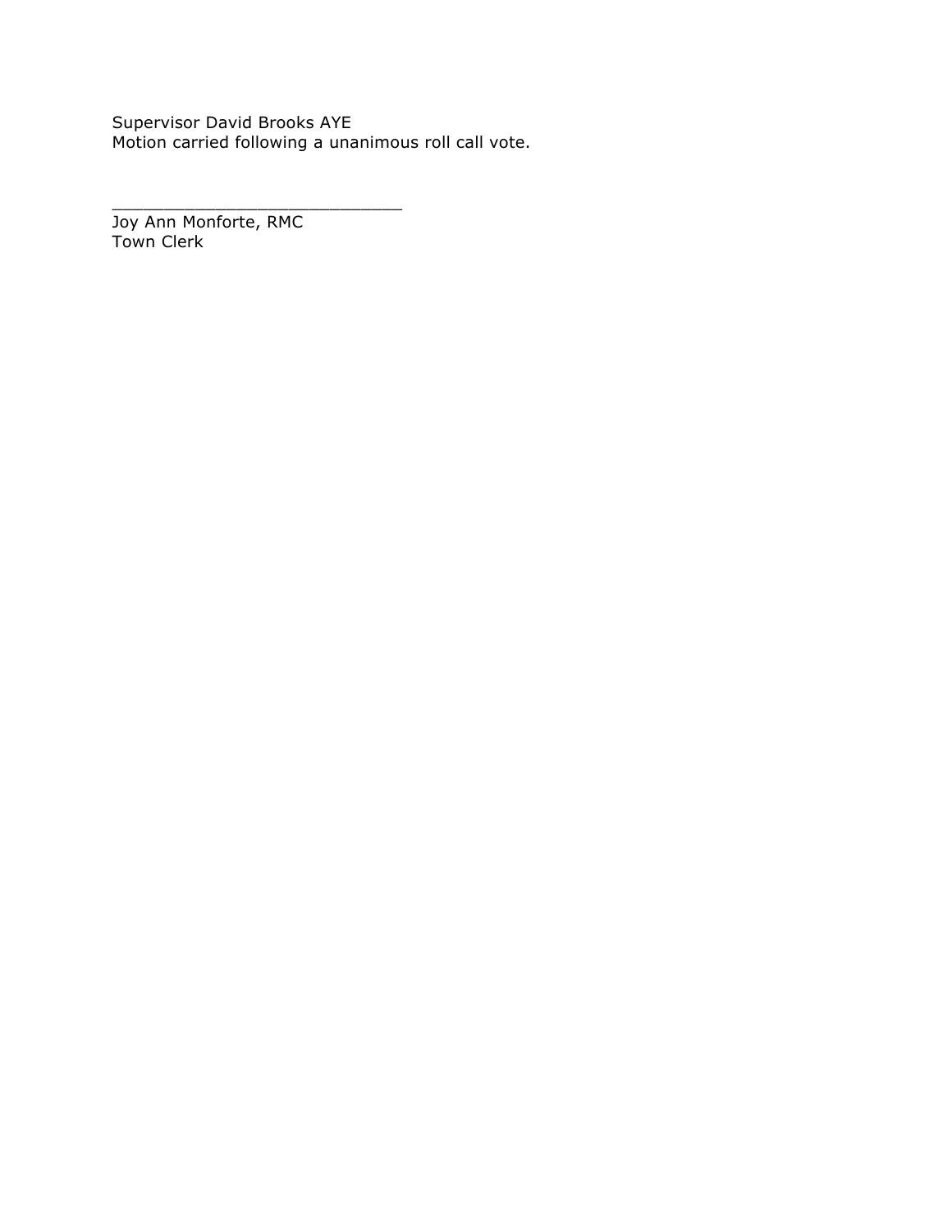Supervisor David Brooks AYE
Motion carried following a unanimous roll call vote.

_____________________________
Joy Ann Monforte, RMC
Town Clerk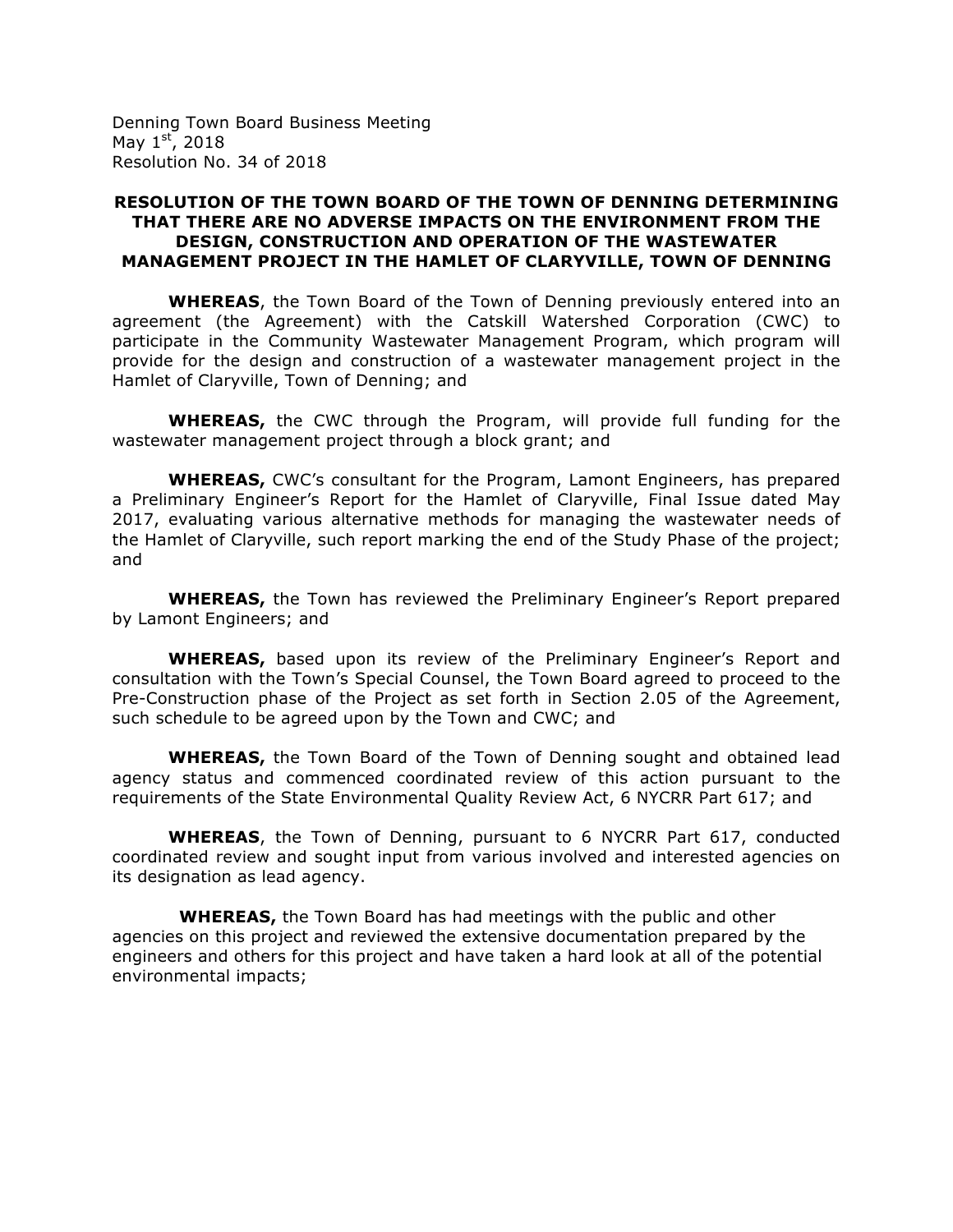Denning Town Board Business Meeting
May 1st, 2018
Resolution No. 34 of 2018

**RESOLUTION OF THE TOWN BOARD OF THE TOWN OF DENNING DETERMINING THAT THERE ARE NO ADVERSE IMPACTS ON THE ENVIRONMENT FROM THE DESIGN, CONSTRUCTION AND OPERATION OF THE WASTEWATER MANAGEMENT PROJECT IN THE HAMLET OF CLARYVILLE, TOWN OF DENNING**

**WHEREAS**, the Town Board of the Town of Denning previously entered into an agreement (the Agreement) with the Catskill Watershed Corporation (CWC) to participate in the Community Wastewater Management Program, which program will provide for the design and construction of a wastewater management project in the Hamlet of Claryville, Town of Denning; and

**WHEREAS,** the CWC through the Program, will provide full funding for the wastewater management project through a block grant; and

**WHEREAS,** CWC's consultant for the Program, Lamont Engineers, has prepared a Preliminary Engineer's Report for the Hamlet of Claryville, Final Issue dated May 2017, evaluating various alternative methods for managing the wastewater needs of the Hamlet of Claryville, such report marking the end of the Study Phase of the project; and

**WHEREAS,** the Town has reviewed the Preliminary Engineer's Report prepared by Lamont Engineers; and

**WHEREAS,** based upon its review of the Preliminary Engineer's Report and consultation with the Town's Special Counsel, the Town Board agreed to proceed to the Pre-Construction phase of the Project as set forth in Section 2.05 of the Agreement, such schedule to be agreed upon by the Town and CWC; and

**WHEREAS,** the Town Board of the Town of Denning sought and obtained lead agency status and commenced coordinated review of this action pursuant to the requirements of the State Environmental Quality Review Act, 6 NYCRR Part 617; and

**WHEREAS**, the Town of Denning, pursuant to 6 NYCRR Part 617, conducted coordinated review and sought input from various involved and interested agencies on its designation as lead agency.

**WHEREAS,** the Town Board has had meetings with the public and other agencies on this project and reviewed the extensive documentation prepared by the engineers and others for this project and have taken a hard look at all of the potential environmental impacts;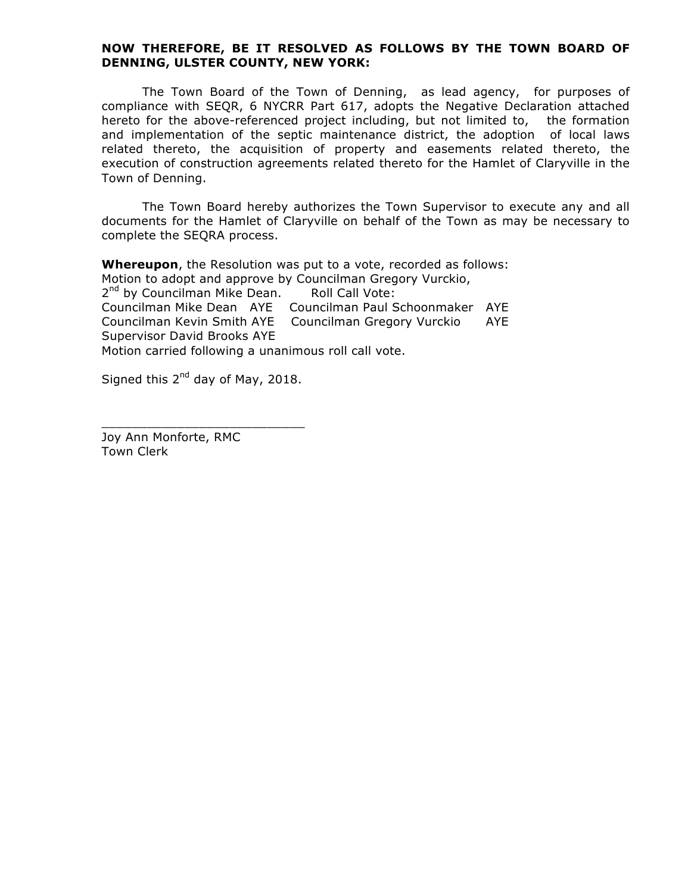**NOW THEREFORE, BE IT RESOLVED AS FOLLOWS BY THE TOWN BOARD OF DENNING, ULSTER COUNTY, NEW YORK:**

The Town Board of the Town of Denning, as lead agency, for purposes of compliance with SEQR, 6 NYCRR Part 617, adopts the Negative Declaration attached hereto for the above-referenced project including, but not limited to, the formation and implementation of the septic maintenance district, the adoption of local laws related thereto, the acquisition of property and easements related thereto, the execution of construction agreements related thereto for the Hamlet of Claryville in the Town of Denning.

The Town Board hereby authorizes the Town Supervisor to execute any and all documents for the Hamlet of Claryville on behalf of the Town as may be necessary to complete the SEQRA process.

**Whereupon**, the Resolution was put to a vote, recorded as follows:
Motion to adopt and approve by Councilman Gregory Vurckio,
2nd by Councilman Mike Dean. Roll Call Vote:
Councilman Mike Dean AYE Councilman Paul Schoonmaker AYE
Councilman Kevin Smith AYE Councilman Gregory Vurckio AYE
Supervisor David Brooks AYE
Motion carried following a unanimous roll call vote.

Signed this 2nd day of May, 2018.

___________________________
Joy Ann Monforte, RMC
Town Clerk